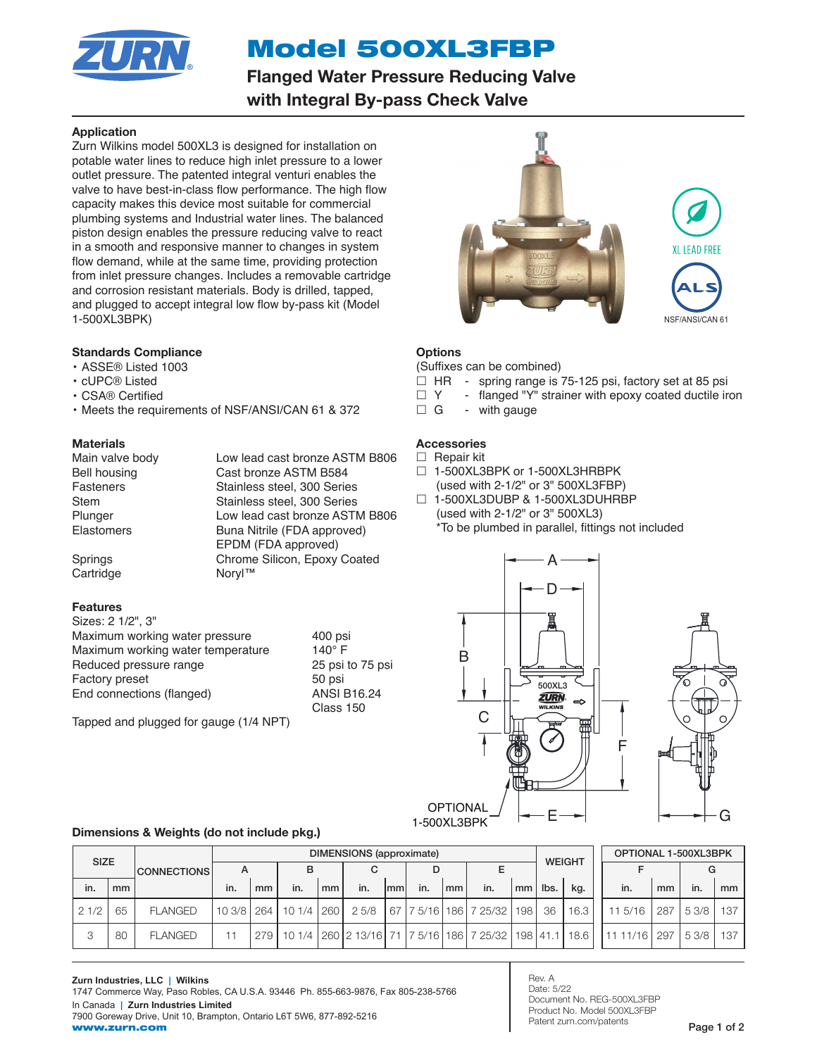# Model 500XL3FBP

## Flanged Water Pressure Reducing Valve with Integral By-pass Check Valve

### Application

Zurn Wilkins model 500XL3 is designed for installation on potable water lines to reduce high inlet pressure to a lower outlet pressure. The patented integral venturi enables the valve to have best-in-class flow performance. The high flow capacity makes this device most suitable for commercial plumbing systems and Industrial water lines. The balanced piston design enables the pressure reducing valve to react in a smooth and responsive manner to changes in system flow demand, while at the same time, providing protection from inlet pressure changes. Includes a removable cartridge and corrosion resistant materials. Body is drilled, tapped, and plugged to accept integral low flow by-pass kit (Model 1-500XL3BPK)

XL LEAD FREE

NSF/ANSI/CAN 61

### Standards Compliance

- ASSE® Listed 1003
- cUPC® Listed
- CSA® Certified
- Meets the requirements of NSF/ANSI/CAN 61 & 372

### Materials

| | |
|---|---|
| Main valve body | Low lead cast bronze ASTM B806 |
| Bell housing | Cast bronze ASTM B584 |
| Fasteners | Stainless steel, 300 Series |
| Stem | Stainless steel, 300 Series |
| Plunger | Low lead cast bronze ASTM B806 |
| Elastomers | Buna Nitrile (FDA approved) EPDM (FDA approved) |
| Springs | Chrome Silicon, Epoxy Coated |
| Cartridge | Noryl™ |

### Features

Sizes: 2 1/2", 3"

| | |
|---|---|
| Maximum working water pressure | 400 psi |
| Maximum working water temperature | 140° F |
| Reduced pressure range | 25 psi to 75 psi |
| Factory preset | 50 psi |
| End connections (flanged) | ANSI B16.24 Class 150 |

Tapped and plugged for gauge (1/4 NPT)

### Options

(Suffixes can be combined)

- ☐ HR - spring range is 75-125 psi, factory set at 85 psi
- ☐ Y - flanged "Y" strainer with epoxy coated ductile iron
- ☐ G - with gauge

### Accessories

- ☐ Repair kit
- ☐ 1-500XL3BPK or 1-500XL3HRBPK (used with 2-1/2" or 3" 500XL3FBP)
- ☐ 1-500XL3DUBP & 1-500XL3DUHRBP (used with 2-1/2" or 3" 500XL3)
  *To be plumbed in parallel, fittings not included

OPTIONAL 1-500XL3BPK

### Dimensions & Weights (do not include pkg.)

| SIZE | | CONNECTIONS | DIMENSIONS (approximate) | | | | | | | | | | WEIGHT | | OPTIONAL 1-500XL3BPK | | | |
|---|---|---|---|---|---|---|---|---|---|---|---|---|---|---|---|---|---|---|
| | | | A | | B | | C | | D | | E | | | | F | | G | |
| in. | mm | | in. | mm | in. | mm | in. | mm | in. | mm | in. | mm | lbs. | kg. | in. | mm | in. | mm |
| 2 1/2 | 65 | FLANGED | 10 3/8 | 264 | 10 1/4 | 260 | 2 5/8 | 67 | 7 5/16 | 186 | 7 25/32 | 198 | 36 | 16.3 | 11 5/16 | 287 | 5 3/8 | 137 |
| 3 | 80 | FLANGED | 11 | 279 | 10 1/4 | 260 | 2 13/16 | 71 | 7 5/16 | 186 | 7 25/32 | 198 | 41.1 | 18.6 | 11 11/16 | 297 | 5 3/8 | 137 |

**Zurn Industries, LLC | Wilkins**
1747 Commerce Way, Paso Robles, CA U.S.A. 93446 Ph. 855-663-9876, Fax 805-238-5766
In Canada | **Zurn Industries Limited**
7900 Goreway Drive, Unit 10, Brampton, Ontario L6T 5W6, 877-892-5216
**www.zurn.com**

Rev. A
Date: 5/22
Document No. REG-500XL3FBP
Product No. Model 500XL3FBP
Patent zurn.com/patents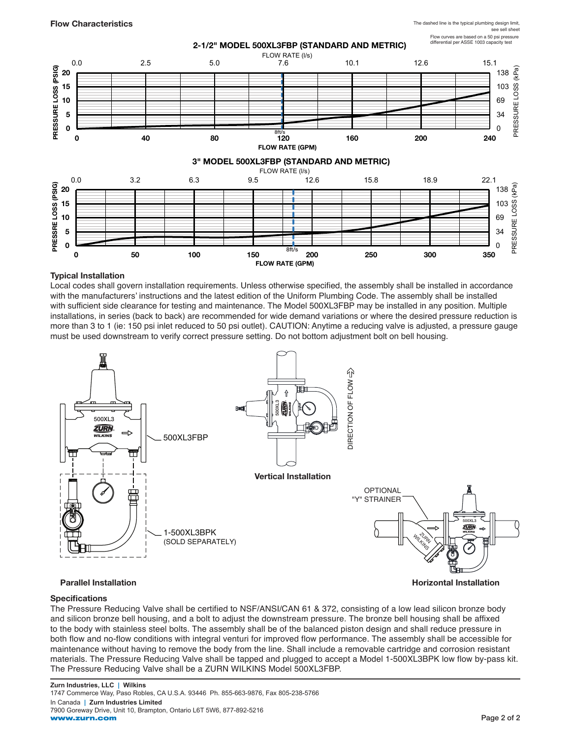## Flow Characteristics

The dashed line is the typical plumbing design limit, see sell sheet

Flow curves are based on a 50 psi pressure differential per ASSE 1003 capacity test

**2-1/2" MODEL 500XL3FBP (STANDARD AND METRIC)**

FLOW RATE (l/s)

0.0 2.5 5.0 7.6 10.1 12.6 15.1

PRESSURE LOSS (PSIG)

20 15 10 5 0

PRESSURE LOSS (kPa)

138 103 69 34 0

8ft/s

0 40 80 120 160 200 240

FLOW RATE (GPM)

**3" MODEL 500XL3FBP (STANDARD AND METRIC)**

FLOW RATE (l/s)

0.0 3.2 6.3 9.5 12.6 15.8 18.9 22.1

PRESSRE LOSS (PSIG)

20 15 10 5 0

PRESSURE LOSS (kPa)

138 103 69 34 0

8ft/s

0 50 100 150 200 250 300 350

FLOW RATE (GPM)

### Typical Installation

Local codes shall govern installation requirements. Unless otherwise specified, the assembly shall be installed in accordance with the manufacturers' instructions and the latest edition of the Uniform Plumbing Code. The assembly shall be installed with sufficient side clearance for testing and maintenance. The Model 500XL3FBP may be installed in any position. Multiple installations, in series (back to back) are recommended for wide demand variations or where the desired pressure reduction is more than 3 to 1 (ie: 150 psi inlet reduced to 50 psi outlet). CAUTION: Anytime a reducing valve is adjusted, a pressure gauge must be used downstream to verify correct pressure setting. Do not bottom adjustment bolt on bell housing.

500XL3FBP

1-500XL3BPK (SOLD SEPARATELY)

**Parallel Installation**

DIRECTION OF FLOW

**Vertical Installation**

OPTIONAL "Y" STRAINER

**Horizontal Installation**

### Specifications

The Pressure Reducing Valve shall be certified to NSF/ANSI/CAN 61 & 372, consisting of a low lead silicon bronze body and silicon bronze bell housing, and a bolt to adjust the downstream pressure. The bronze bell housing shall be affixed to the body with stainless steel bolts. The assembly shall be of the balanced piston design and shall reduce pressure in both flow and no-flow conditions with integral venturi for improved flow performance. The assembly shall be accessible for maintenance without having to remove the body from the line. Shall include a removable cartridge and corrosion resistant materials. The Pressure Reducing Valve shall be tapped and plugged to accept a Model 1-500XL3BPK low flow by-pass kit. The Pressure Reducing Valve shall be a ZURN WILKINS Model 500XL3FBP.

**Zurn Industries, LLC | Wilkins**
1747 Commerce Way, Paso Robles, CA U.S.A. 93446 Ph. 855-663-9876, Fax 805-238-5766
In Canada | **Zurn Industries Limited**
7900 Goreway Drive, Unit 10, Brampton, Ontario L6T 5W6, 877-892-5216
**www.zurn.com**